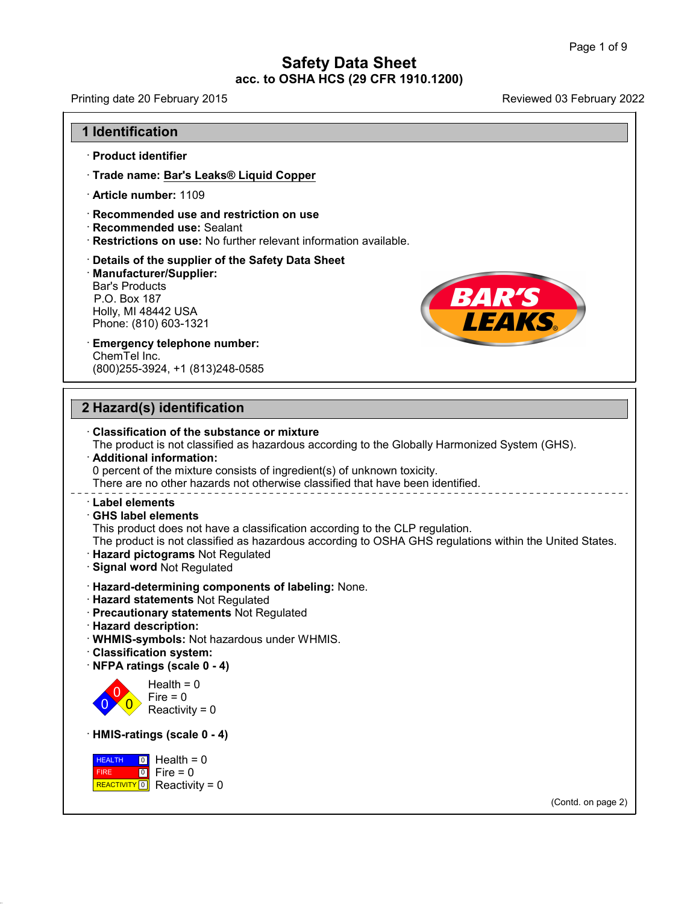# Safety Data Sheet
## acc. to OSHA HCS (29 CFR 1910.200)

Printing date 20 February 2015 Reviewed 03 February 2022

## 1 Identification

· **Product identifier**

· **Trade name: Bar's Leaks® Liquid Copper**

· **Article number:** 1109

· **Recommended use and restriction on use**
· **Recommended use:** Sealant
· **Restrictions on use:** No further relevant information available.

· **Details of the supplier of the Safety Data Sheet**
· **Manufacturer/Supplier:**
Bar's Products
P.O. Box 187
Holly, MI 48442 USA
Phone: (810) 603-1321

· **Emergency telephone number:**
ChemTel Inc.
(800)255-3924, +1 (813)248-0585

## 2 Hazard(s) identification

· **Classification of the substance or mixture**
The product is not classified as hazardous according to the Globally Harmonized System (GHS).
· **Additional information:**
0 percent of the mixture consists of ingredient(s) of unknown toxicity.
There are no other hazards not otherwise classified that have been identified.

· **Label elements**
· **GHS label elements**
This product does not have a classification according to the CLP regulation.
The product is not classified as hazardous according to OSHA GHS regulations within the United States.
· **Hazard pictograms** Not Regulated
· **Signal word** Not Regulated

· **Hazard-determining components of labeling:** None.
· **Hazard statements** Not Regulated
· **Precautionary statements** Not Regulated
· **Hazard description:**
· **WHMIS-symbols:** Not hazardous under WHMIS.
· **Classification system:**
· **NFPA ratings (scale 0 - 4)**

Health = 0
Fire = 0
Reactivity = 0

· **HMIS-ratings (scale 0 - 4)**

| | | |
|---|---|---|
| HEALTH | 0 | Health = 0 |
| FIRE | 0 | Fire = 0 |
| REACTIVITY | 0 | Reactivity = 0 |

(Contd. on page 2)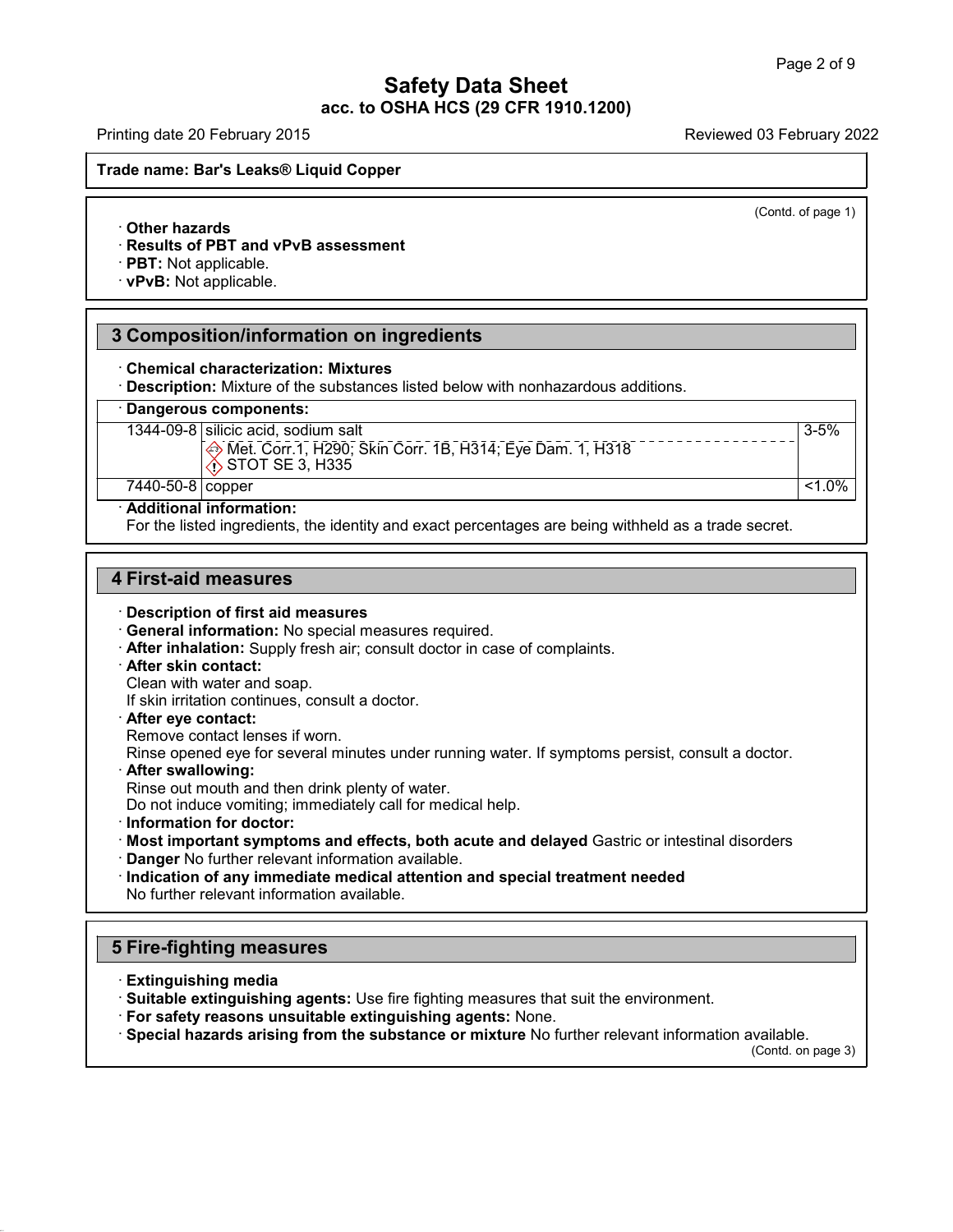**Trade name: Bar's Leaks® Liquid Copper**

(Contd. of page 1)

· **Other hazards**
· **Results of PBT and vPvB assessment**
· **PBT:** Not applicable.
· **vPvB:** Not applicable.

## 3 Composition/information on ingredients

· **Chemical characterization: Mixtures**
· **Description:** Mixture of the substances listed below with nonhazardous additions.

· **Dangerous components:**

| | | |
|---|---|---|
| 1344-09-8 | silicic acid, sodium salt<br>Met. Corr.1, H290; Skin Corr. 1B, H314; Eye Dam. 1, H318<br>STOT SE 3, H335 | 3-5% |
| 7440-50-8 | copper | <1.0% |

· **Additional information:**
For the listed ingredients, the identity and exact percentages are being withheld as a trade secret.

## 4 First-aid measures

· **Description of first aid measures**
· **General information:** No special measures required.
· **After inhalation:** Supply fresh air; consult doctor in case of complaints.
· **After skin contact:**
Clean with water and soap.
If skin irritation continues, consult a doctor.
· **After eye contact:**
Remove contact lenses if worn.
Rinse opened eye for several minutes under running water. If symptoms persist, consult a doctor.
· **After swallowing:**
Rinse out mouth and then drink plenty of water.
Do not induce vomiting; immediately call for medical help.
· **Information for doctor:**
· **Most important symptoms and effects, both acute and delayed** Gastric or intestinal disorders
· **Danger** No further relevant information available.
· **Indication of any immediate medical attention and special treatment needed**
No further relevant information available.

## 5 Fire-fighting measures

· **Extinguishing media**
· **Suitable extinguishing agents:** Use fire fighting measures that suit the environment.
· **For safety reasons unsuitable extinguishing agents:** None.
· **Special hazards arising from the substance or mixture** No further relevant information available.

(Contd. on page 3)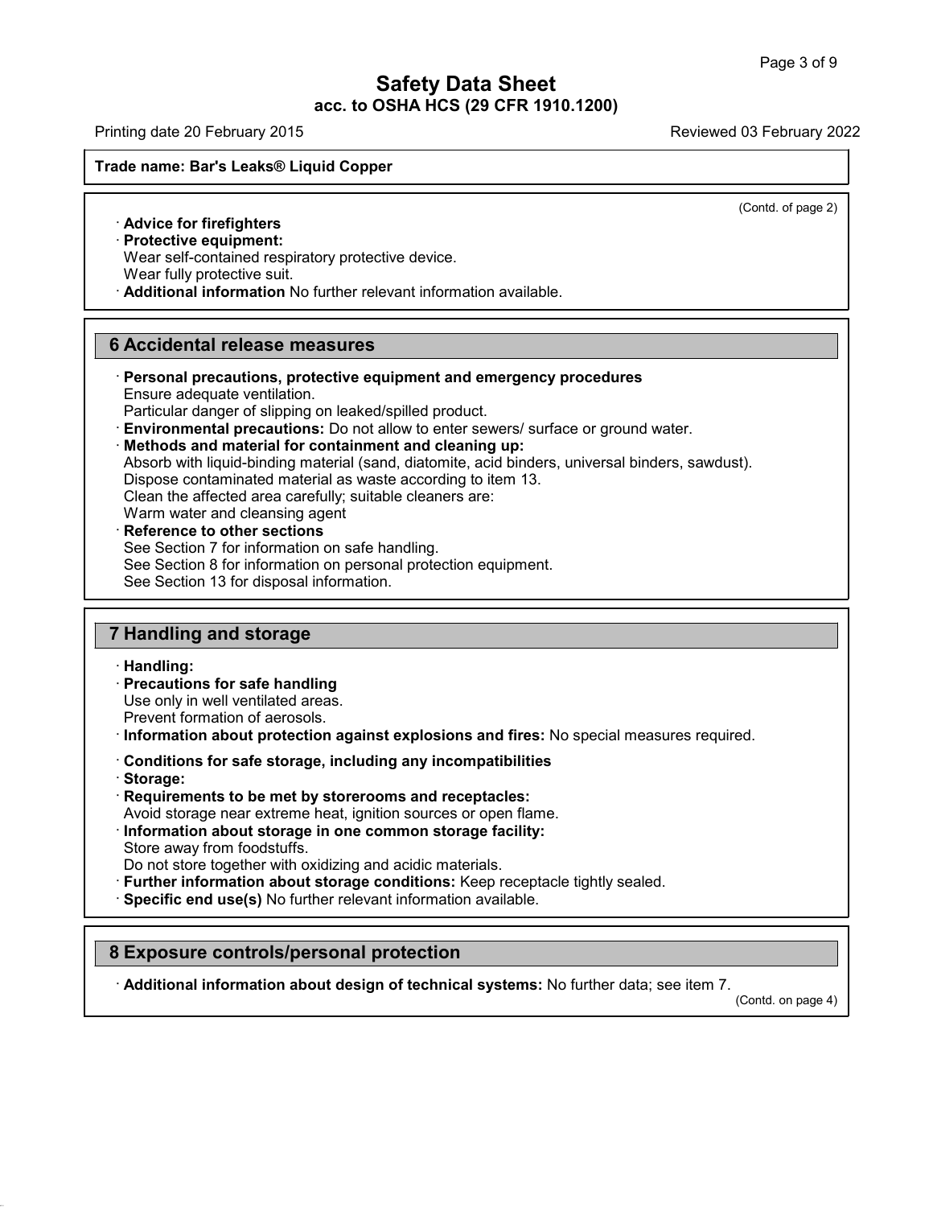(Contd. of page 2)

· **Advice for firefighters**
· **Protective equipment:**
Wear self-contained respiratory protective device.
Wear fully protective suit.
· **Additional information** No further relevant information available.

## 6 Accidental release measures

· **Personal precautions, protective equipment and emergency procedures**
Ensure adequate ventilation.
Particular danger of slipping on leaked/spilled product.
· **Environmental precautions:** Do not allow to enter sewers/ surface or ground water.
· **Methods and material for containment and cleaning up:**
Absorb with liquid-binding material (sand, diatomite, acid binders, universal binders, sawdust).
Dispose contaminated material as waste according to item 13.
Clean the affected area carefully; suitable cleaners are:
Warm water and cleansing agent
· **Reference to other sections**
See Section 7 for information on safe handling.
See Section 8 for information on personal protection equipment.
See Section 13 for disposal information.

## 7 Handling and storage

· **Handling:**
· **Precautions for safe handling**
Use only in well ventilated areas.
Prevent formation of aerosols.
· **Information about protection against explosions and fires:** No special measures required.

· **Conditions for safe storage, including any incompatibilities**
· **Storage:**
· **Requirements to be met by storerooms and receptacles:**
Avoid storage near extreme heat, ignition sources or open flame.
· **Information about storage in one common storage facility:**
Store away from foodstuffs.
Do not store together with oxidizing and acidic materials.
· **Further information about storage conditions:** Keep receptacle tightly sealed.
· **Specific end use(s)** No further relevant information available.

## 8 Exposure controls/personal protection

· **Additional information about design of technical systems:** No further data; see item 7.

(Contd. on page 4)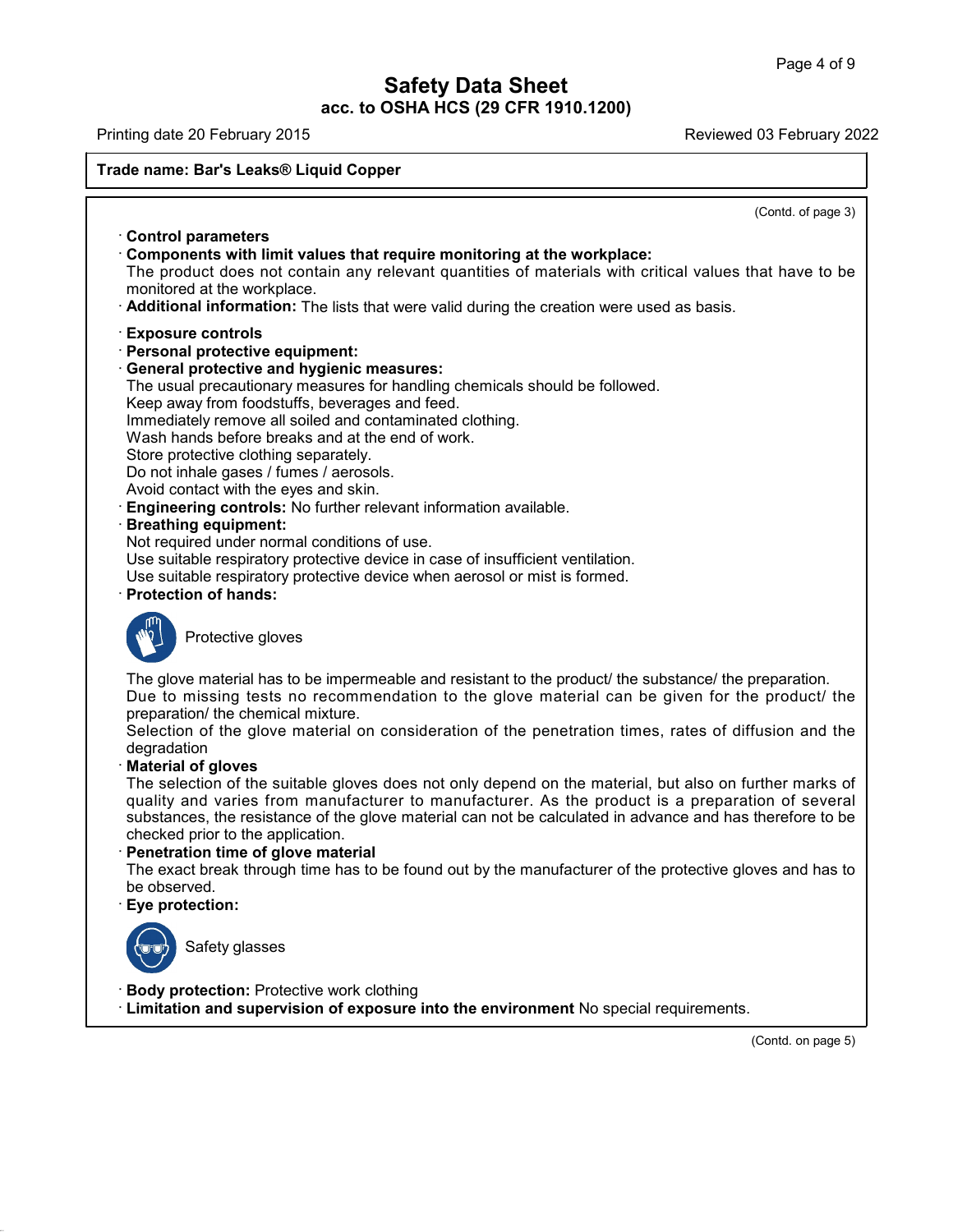**Trade name: Bar's Leaks® Liquid Copper**

(Contd. of page 3)

· **Control parameters**

· **Components with limit values that require monitoring at the workplace:**
The product does not contain any relevant quantities of materials with critical values that have to be monitored at the workplace.

· **Additional information:** The lists that were valid during the creation were used as basis.

· **Exposure controls**

· **Personal protective equipment:**

· **General protective and hygienic measures:**
The usual precautionary measures for handling chemicals should be followed.
Keep away from foodstuffs, beverages and feed.
Immediately remove all soiled and contaminated clothing.
Wash hands before breaks and at the end of work.
Store protective clothing separately.
Do not inhale gases / fumes / aerosols.
Avoid contact with the eyes and skin.

· **Engineering controls:** No further relevant information available.

· **Breathing equipment:**
Not required under normal conditions of use.
Use suitable respiratory protective device in case of insufficient ventilation.
Use suitable respiratory protective device when aerosol or mist is formed.

· **Protection of hands:**

Protective gloves

The glove material has to be impermeable and resistant to the product/ the substance/ the preparation.
Due to missing tests no recommendation to the glove material can be given for the product/ the preparation/ the chemical mixture.
Selection of the glove material on consideration of the penetration times, rates of diffusion and the degradation

· **Material of gloves**
The selection of the suitable gloves does not only depend on the material, but also on further marks of quality and varies from manufacturer to manufacturer. As the product is a preparation of several substances, the resistance of the glove material can not be calculated in advance and has therefore to be checked prior to the application.

· **Penetration time of glove material**
The exact break through time has to be found out by the manufacturer of the protective gloves and has to be observed.

· **Eye protection:**

Safety glasses

· **Body protection:** Protective work clothing

· **Limitation and supervision of exposure into the environment** No special requirements.

(Contd. on page 5)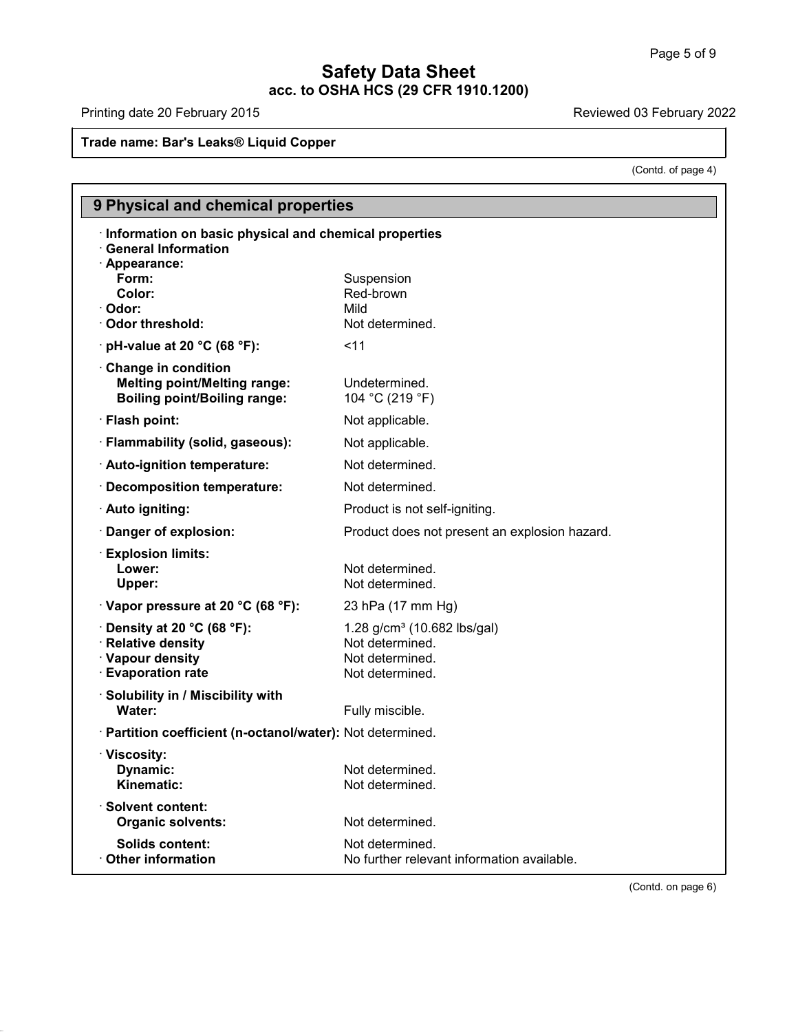Trade name: Bar's Leaks® Liquid Copper

(Contd. of page 4)

## 9 Physical and chemical properties

· **Information on basic physical and chemical properties**
· **General Information**
· **Appearance:**

| | |
|---|---|
| **Form:** | Suspension |
| **Color:** | Red-brown |
| · **Odor:** | Mild |
| · **Odor threshold:** | Not determined. |
| · **pH-value at 20 °C (68 °F):** | <11 |
| · **Change in condition** | |
| **Melting point/Melting range:** | Undetermined. |
| **Boiling point/Boiling range:** | 104 °C (219 °F) |
| · **Flash point:** | Not applicable. |
| · **Flammability (solid, gaseous):** | Not applicable. |
| · **Auto-ignition temperature:** | Not determined. |
| · **Decomposition temperature:** | Not determined. |
| · **Auto igniting:** | Product is not self-igniting. |
| · **Danger of explosion:** | Product does not present an explosion hazard. |
| · **Explosion limits:** | |
| **Lower:** | Not determined. |
| **Upper:** | Not determined. |
| · **Vapor pressure at 20 °C (68 °F):** | 23 hPa (17 mm Hg) |
| · **Density at 20 °C (68 °F):** | 1.28 g/cm³ (10.682 lbs/gal) |
| · **Relative density** | Not determined. |
| · **Vapour density** | Not determined. |
| · **Evaporation rate** | Not determined. |
| · **Solubility in / Miscibility with** | |
| **Water:** | Fully miscible. |
| · **Partition coefficient (n-octanol/water):** | Not determined. |
| · **Viscosity:** | |
| **Dynamic:** | Not determined. |
| **Kinematic:** | Not determined. |
| · **Solvent content:** | |
| **Organic solvents:** | Not determined. |
| **Solids content:** | Not determined. |
| · **Other information** | No further relevant information available. |

(Contd. on page 6)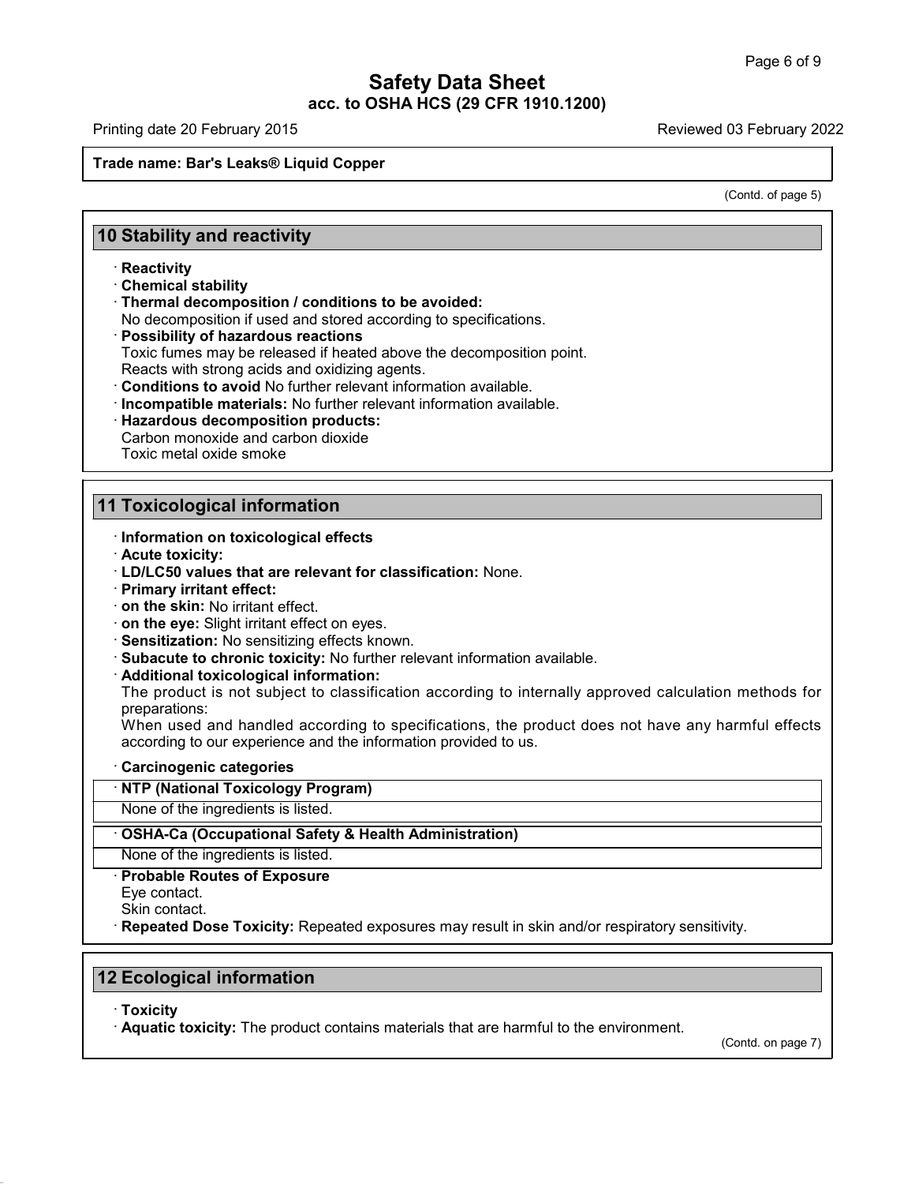(Contd. of page 5)

## 10 Stability and reactivity

- **Reactivity**
- **Chemical stability**
- **Thermal decomposition / conditions to be avoided:**
  No decomposition if used and stored according to specifications.
- **Possibility of hazardous reactions**
  Toxic fumes may be released if heated above the decomposition point.
  Reacts with strong acids and oxidizing agents.
- **Conditions to avoid** No further relevant information available.
- **Incompatible materials:** No further relevant information available.
- **Hazardous decomposition products:**
  Carbon monoxide and carbon dioxide
  Toxic metal oxide smoke

## 11 Toxicological information

- **Information on toxicological effects**
- **Acute toxicity:**
- **LD/LC50 values that are relevant for classification:** None.
- **Primary irritant effect:**
- **on the skin:** No irritant effect.
- **on the eye:** Slight irritant effect on eyes.
- **Sensitization:** No sensitizing effects known.
- **Subacute to chronic toxicity:** No further relevant information available.
- **Additional toxicological information:**
  The product is not subject to classification according to internally approved calculation methods for preparations:
  When used and handled according to specifications, the product does not have any harmful effects according to our experience and the information provided to us.

- **Carcinogenic categories**

| · NTP (National Toxicology Program) |
|---|
| None of the ingredients is listed. |

| · OSHA-Ca (Occupational Safety & Health Administration) |
|---|
| None of the ingredients is listed. |

- **Probable Routes of Exposure**
  Eye contact.
  Skin contact.
- **Repeated Dose Toxicity:** Repeated exposures may result in skin and/or respiratory sensitivity.

## 12 Ecological information

- **Toxicity**
- **Aquatic toxicity:** The product contains materials that are harmful to the environment.

(Contd. on page 7)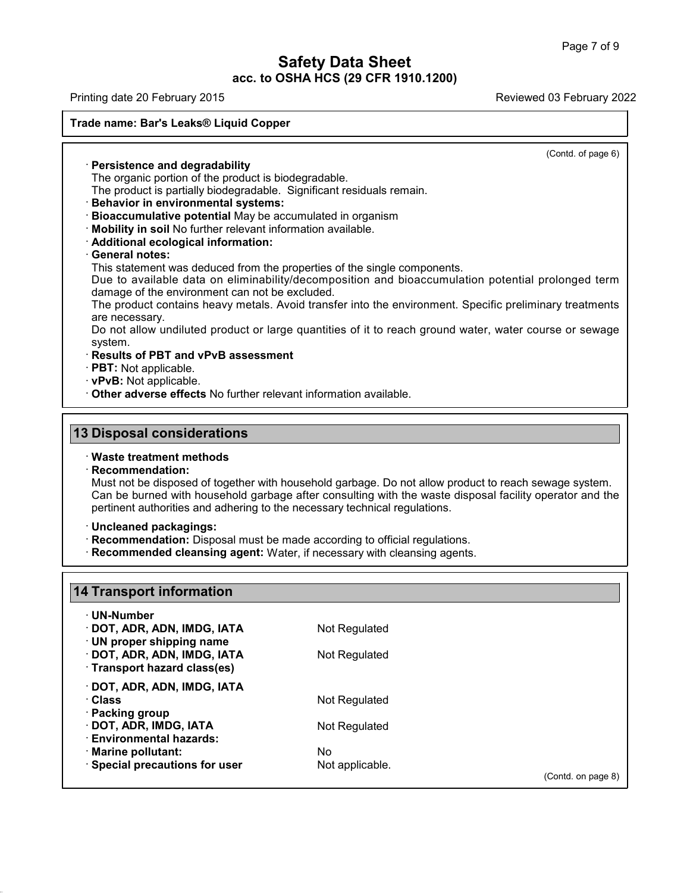(Contd. of page 6)

· **Persistence and degradability**
The organic portion of the product is biodegradable.
The product is partially biodegradable. Significant residuals remain.
· **Behavior in environmental systems:**
· **Bioaccumulative potential** May be accumulated in organism
· **Mobility in soil** No further relevant information available.
· **Additional ecological information:**
· **General notes:**
This statement was deduced from the properties of the single components.
Due to available data on eliminability/decomposition and bioaccumulation potential prolonged term damage of the environment can not be excluded.
The product contains heavy metals. Avoid transfer into the environment. Specific preliminary treatments are necessary.
Do not allow undiluted product or large quantities of it to reach ground water, water course or sewage system.
· **Results of PBT and vPvB assessment**
· **PBT:** Not applicable.
· **vPvB:** Not applicable.
· **Other adverse effects** No further relevant information available.

## 13 Disposal considerations

· **Waste treatment methods**
· **Recommendation:**
Must not be disposed of together with household garbage. Do not allow product to reach sewage system. Can be burned with household garbage after consulting with the waste disposal facility operator and the pertinent authorities and adhering to the necessary technical regulations.

· **Uncleaned packagings:**
· **Recommendation:** Disposal must be made according to official regulations.
· **Recommended cleansing agent:** Water, if necessary with cleansing agents.

## 14 Transport information

· **UN-Number**
· **DOT, ADR, ADN, IMDG, IATA** Not Regulated
· **UN proper shipping name**
· **DOT, ADR, ADN, IMDG, IATA** Not Regulated
· **Transport hazard class(es)**

· **DOT, ADR, ADN, IMDG, IATA**
· **Class** Not Regulated
· **Packing group**
· **DOT, ADR, IMDG, IATA** Not Regulated
· **Environmental hazards:**
· **Marine pollutant:** No
· **Special precautions for user** Not applicable.

(Contd. on page 8)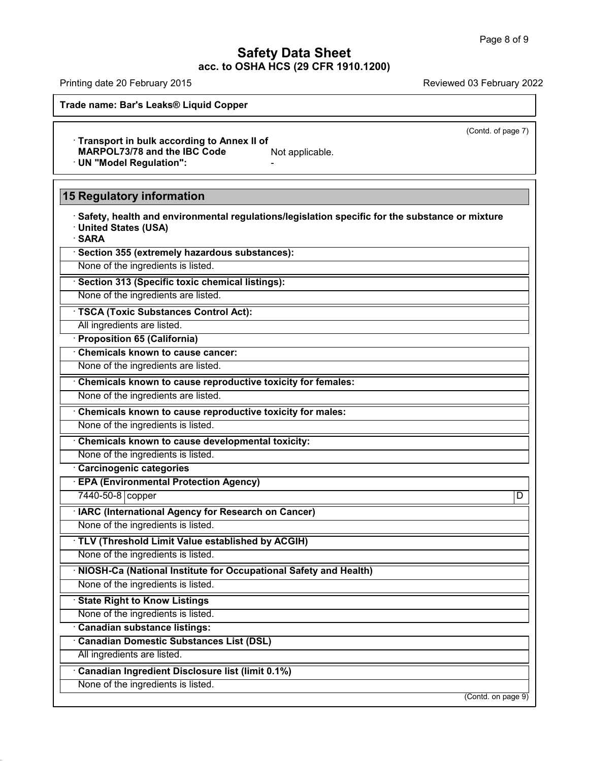**Trade name: Bar's Leaks® Liquid Copper**

(Contd. of page 7)

· **Transport in bulk according to Annex II of MARPOL73/78 and the IBC Code** Not applicable.

· **UN "Model Regulation":** -

## 15 Regulatory information

· **Safety, health and environmental regulations/legislation specific for the substance or mixture**

· **United States (USA)**

· **SARA**

· **Section 355 (extremely hazardous substances):**

None of the ingredients is listed.

· **Section 313 (Specific toxic chemical listings):**

None of the ingredients are listed.

· **TSCA (Toxic Substances Control Act):**

All ingredients are listed.

· **Proposition 65 (California)**

· **Chemicals known to cause cancer:**

None of the ingredients are listed.

· **Chemicals known to cause reproductive toxicity for females:**

None of the ingredients are listed.

· **Chemicals known to cause reproductive toxicity for males:**

None of the ingredients is listed.

· **Chemicals known to cause developmental toxicity:**

None of the ingredients is listed.

· **Carcinogenic categories**

· **EPA (Environmental Protection Agency)**

| 7440-50-8 | copper | D |
|---|---|---|

· **IARC (International Agency for Research on Cancer)**

None of the ingredients is listed.

· **TLV (Threshold Limit Value established by ACGIH)**

None of the ingredients is listed.

· **NIOSH-Ca (National Institute for Occupational Safety and Health)**

None of the ingredients is listed.

· **State Right to Know Listings**

None of the ingredients is listed.

· **Canadian substance listings:**

· **Canadian Domestic Substances List (DSL)**

All ingredients are listed.

· **Canadian Ingredient Disclosure list (limit 0.1%)**

None of the ingredients is listed.

(Contd. on page 9)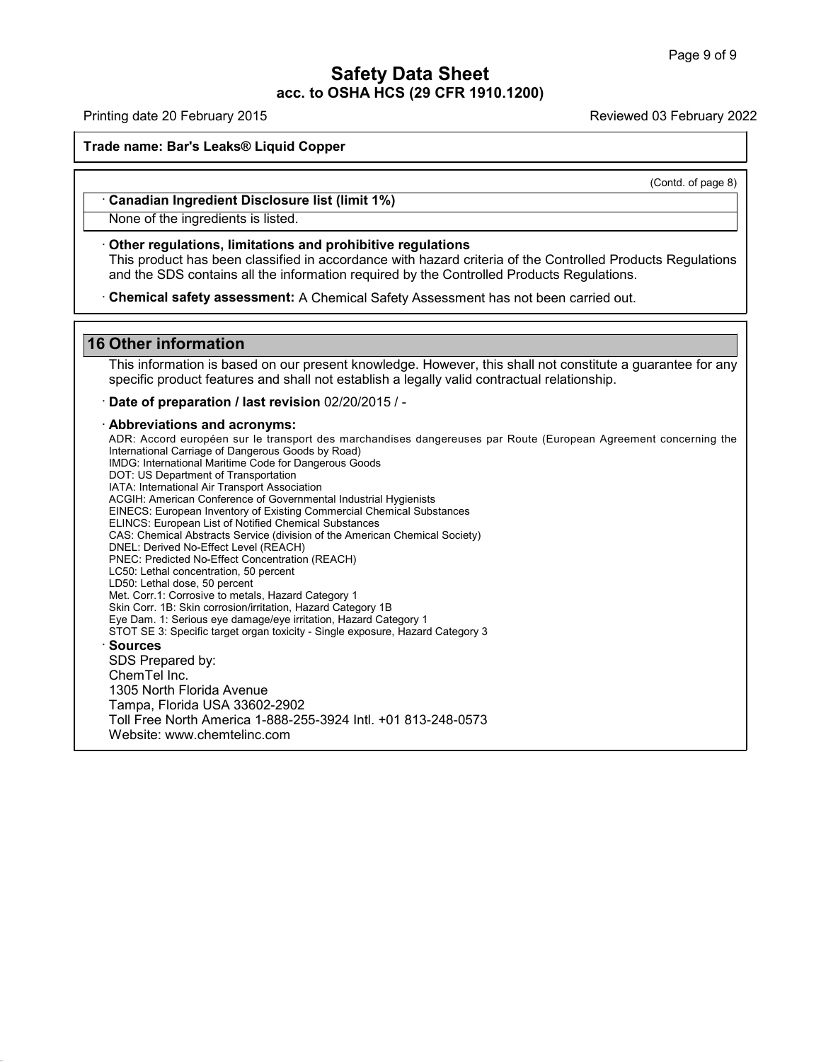(Contd. of page 8)

· **Canadian Ingredient Disclosure list (limit 1%)**

None of the ingredients is listed.

· **Other regulations, limitations and prohibitive regulations**

This product has been classified in accordance with hazard criteria of the Controlled Products Regulations and the SDS contains all the information required by the Controlled Products Regulations.

· **Chemical safety assessment:** A Chemical Safety Assessment has not been carried out.

## 16 Other information

This information is based on our present knowledge. However, this shall not constitute a guarantee for any specific product features and shall not establish a legally valid contractual relationship.

· **Date of preparation / last revision** 02/20/2015 / -

· **Abbreviations and acronyms:**

ADR: Accord européen sur le transport des marchandises dangereuses par Route (European Agreement concerning the International Carriage of Dangerous Goods by Road)
IMDG: International Maritime Code for Dangerous Goods
DOT: US Department of Transportation
IATA: International Air Transport Association
ACGIH: American Conference of Governmental Industrial Hygienists
EINECS: European Inventory of Existing Commercial Chemical Substances
ELINCS: European List of Notified Chemical Substances
CAS: Chemical Abstracts Service (division of the American Chemical Society)
DNEL: Derived No-Effect Level (REACH)
PNEC: Predicted No-Effect Concentration (REACH)
LC50: Lethal concentration, 50 percent
LD50: Lethal dose, 50 percent
Met. Corr.1: Corrosive to metals, Hazard Category 1
Skin Corr. 1B: Skin corrosion/irritation, Hazard Category 1B
Eye Dam. 1: Serious eye damage/eye irritation, Hazard Category 1
STOT SE 3: Specific target organ toxicity - Single exposure, Hazard Category 3

· **Sources**

SDS Prepared by:
ChemTel Inc.
1305 North Florida Avenue
Tampa, Florida USA 33602-2902
Toll Free North America 1-888-255-3924 Intl. +01 813-248-0573
Website: www.chemtelinc.com